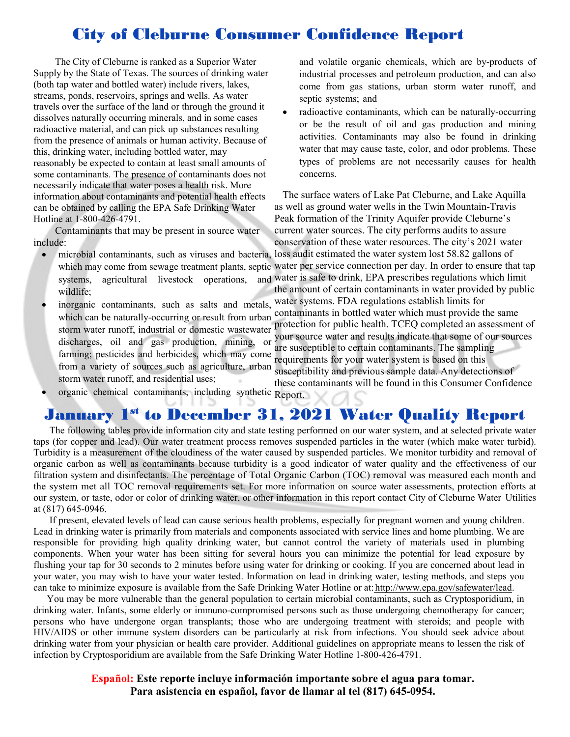# City of Cleburne Consumer Confidence Report

The City of Cleburne is ranked as a Superior Water Supply by the State of Texas. The sources of drinking water (both tap water and bottled water) include rivers, lakes, streams, ponds, reservoirs, springs and wells. As water travels over the surface of the land or through the ground it dissolves naturally occurring minerals, and in some cases radioactive material, and can pick up substances resulting from the presence of animals or human activity. Because of this, drinking water, including bottled water, may reasonably be expected to contain at least small amounts of some contaminants. The presence of contaminants does not necessarily indicate that water poses a health risk. More information about contaminants and potential health effects can be obtained by calling the EPA Safe Drinking Water Hotline at 1-800-426-4791.

Contaminants that may be present in source water include:

- microbial contaminants, such as viruses and bacteria, which may come from sewage treatment plants, septic systems, agricultural livestock operations, and wildlife;
- inorganic contaminants, such as salts and metals, which can be naturally-occurring or result from urban storm water runoff, industrial or domestic wastewater discharges, oil and gas production, mining, or farming; pesticides and herbicides, which may come from a variety of sources such as agriculture, urban storm water runoff, and residential uses;
- organic chemical contaminants, including synthetic and volatile organic chemicals, which are by-products of industrial processes and petroleum production, and can also come from gas stations, urban storm water runoff, and septic systems; and
- radioactive contaminants, which can be naturally-occurring or be the result of oil and gas production and mining activities. Contaminants may also be found in drinking water that may cause taste, color, and odor problems. These types of problems are not necessarily causes for health concerns.

The surface waters of Lake Pat Cleburne, and Lake Aquilla as well as ground water wells in the Twin Mountain-Travis Peak formation of the Trinity Aquifer provide Cleburne's current water sources. The city performs audits to assure conservation of these water resources. The city's 2021 water loss audit estimated the water system lost 58.82 gallons of water per service connection per day. In order to ensure that tap water is safe to drink, EPA prescribes regulations which limit the amount of certain contaminants in water provided by public water systems. FDA regulations establish limits for contaminants in bottled water which must provide the same protection for public health. TCEQ completed an assessment of your source water and results indicate that some of our sources are susceptible to certain contaminants. The sampling requirements for your water system is based on this susceptibility and previous sample data. Any detections of these contaminants will be found in this Consumer Confidence Report.

# January 1st to December 31, 2021 Water Quality Report

The following tables provide information city and state testing performed on our water system, and at selected private water taps (for copper and lead). Our water treatment process removes suspended particles in the water (which make water turbid). Turbidity is a measurement of the cloudiness of the water caused by suspended particles. We monitor turbidity and removal of organic carbon as well as contaminants because turbidity is a good indicator of water quality and the effectiveness of our filtration system and disinfectants. The percentage of Total Organic Carbon (TOC) removal was measured each month and the system met all TOC removal requirements set. For more information on source water assessments, protection efforts at our system, or taste, odor or color of drinking water, or other information in this report contact City of Cleburne Water Utilities at (817) 645-0946.

If present, elevated levels of lead can cause serious health problems, especially for pregnant women and young children. Lead in drinking water is primarily from materials and components associated with service lines and home plumbing. We are responsible for providing high quality drinking water, but cannot control the variety of materials used in plumbing components. When your water has been sitting for several hours you can minimize the potential for lead exposure by flushing your tap for 30 seconds to 2 minutes before using water for drinking or cooking. If you are concerned about lead in your water, you may wish to have your water tested. Information on lead in drinking water, testing methods, and steps you can take to minimize exposure is available from the Safe Drinking Water Hotline or at: http://www.epa.gov/safewater/lead.

You may be more vulnerable than the general population to certain microbial contaminants, such as Cryptosporidium, in drinking water. Infants, some elderly or immuno-compromised persons such as those undergoing chemotherapy for cancer; persons who have undergone organ transplants; those who are undergoing treatment with steroids; and people with HIV/AIDS or other immune system disorders can be particularly at risk from infections. You should seek advice about drinking water from your physician or health care provider. Additional guidelines on appropriate means to lessen the risk of infection by Cryptosporidium are available from the Safe Drinking Water Hotline 1-800-426-4791.

**Español: Este reporte incluye información importante sobre el agua para tomar. Para asistencia en español, favor de llamar al tel (817) 645-0954.**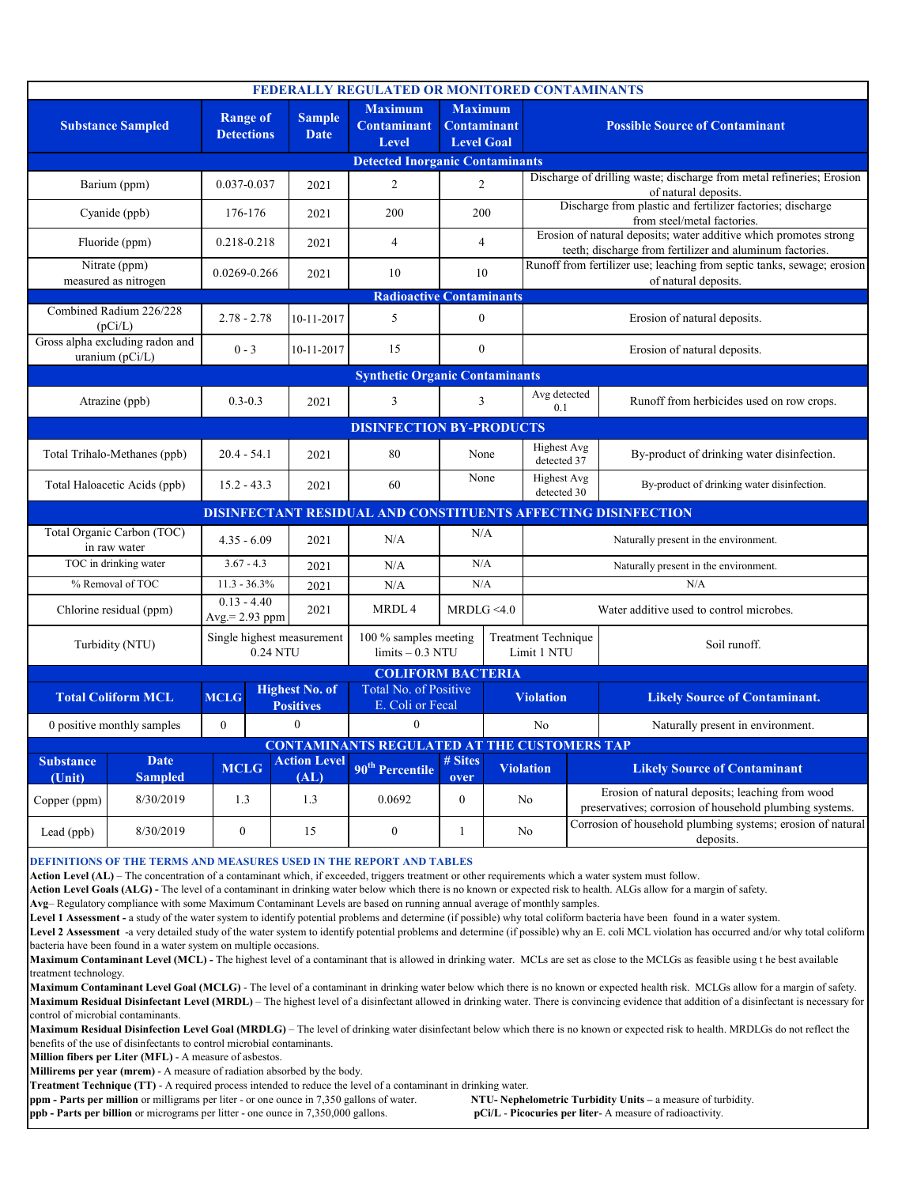## FEDERALLY REGULATED OR MONITORED CONTAMINANTS

| Substance Sampled | Range of Detections | Sample Date | Maximum Contaminant Level | Maximum Contaminant Level Goal | Possible Source of Contaminant | |
|---|---|---|---|---|---|---|
| **Detected Inorganic Contaminants** | | | | | | |
| Barium (ppm) | 0.037-0.037 | 2021 | 2 | 2 | Discharge of drilling waste; discharge from metal refineries; Erosion of natural deposits. | |
| Cyanide (ppb) | 176-176 | 2021 | 200 | 200 | Discharge from plastic and fertilizer factories; discharge from steel/metal factories. | |
| Fluoride (ppm) | 0.218-0.218 | 2021 | 4 | 4 | Erosion of natural deposits; water additive which promotes strong teeth; discharge from fertilizer and aluminum factories. | |
| Nitrate (ppm) measured as nitrogen | 0.0269-0.266 | 2021 | 10 | 10 | Runoff from fertilizer use; leaching from septic tanks, sewage; erosion of natural deposits. | |
| **Radioactive Contaminants** | | | | | | |
| Combined Radium 226/228 (pCi/L) | 2.78 - 2.78 | 10-11-2017 | 5 | 0 | Erosion of natural deposits. | |
| Gross alpha excluding radon and uranium (pCi/L) | 0 - 3 | 10-11-2017 | 15 | 0 | Erosion of natural deposits. | |
| **Synthetic Organic Contaminants** | | | | | | |
| Atrazine (ppb) | 0.3-0.3 | 2021 | 3 | 3 | Avg detected 0.1 | Runoff from herbicides used on row crops. |
| **DISINFECTION BY-PRODUCTS** | | | | | | |
| Total Trihalo-Methanes (ppb) | 20.4 - 54.1 | 2021 | 80 | None | Highest Avg detected 37 | By-product of drinking water disinfection. |
| Total Haloacetic Acids (ppb) | 15.2 - 43.3 | 2021 | 60 | None | Highest Avg detected 30 | By-product of drinking water disinfection. |
| **DISINFECTANT RESIDUAL AND CONSTITUENTS AFFECTING DISINFECTION** | | | | | | |
| Total Organic Carbon (TOC) in raw water | 4.35 - 6.09 | 2021 | N/A | N/A | Naturally present in the environment. | |
| TOC in drinking water | 3.67 - 4.3 | 2021 | N/A | N/A | Naturally present in the environment. | |
| % Removal of TOC | 11.3 - 36.3% | 2021 | N/A | N/A | N/A | |
| Chlorine residual (ppm) | 0.13 - 4.40 Avg.= 2.93 ppm | 2021 | MRDL 4 | MRDLG <4.0 | Water additive used to control microbes. | |
| Turbidity (NTU) | Single highest measurement 0.24 NTU | | 100 % samples meeting limits – 0.3 NTU | Treatment Technique Limit 1 NTU | | Soil runoff. |

## COLIFORM BACTERIA

| Total Coliform MCL | MCLG | Highest No. of Positives | Total No. of Positive E. Coli or Fecal | Violation | Likely Source of Contaminant. |
|---|---|---|---|---|---|
| 0 positive monthly samples | 0 | 0 | 0 | No | Naturally present in environment. |

## CONTAMINANTS REGULATED AT THE CUSTOMERS TAP

| Substance (Unit) | Date Sampled | MCLG | Action Level (AL) | 90th Percentile | # Sites over | Violation | Likely Source of Contaminant |
|---|---|---|---|---|---|---|---|
| Copper (ppm) | 8/30/2019 | 1.3 | 1.3 | 0.0692 | 0 | No | Erosion of natural deposits; leaching from wood preservatives; corrosion of household plumbing systems. |
| Lead (ppb) | 8/30/2019 | 0 | 15 | 0 | 1 | No | Corrosion of household plumbing systems; erosion of natural deposits. |

### DEFINITIONS OF THE TERMS AND MEASURES USED IN THE REPORT AND TABLES

**Action Level (AL)** – The concentration of a contaminant which, if exceeded, triggers treatment or other requirements which a water system must follow.

**Action Level Goals (ALG) -** The level of a contaminant in drinking water below which there is no known or expected risk to health. ALGs allow for a margin of safety.

**Avg**– Regulatory compliance with some Maximum Contaminant Levels are based on running annual average of monthly samples.

**Level 1 Assessment -** a study of the water system to identify potential problems and determine (if possible) why total coliform bacteria have been found in a water system.

**Level 2 Assessment** -a very detailed study of the water system to identify potential problems and determine (if possible) why an E. coli MCL violation has occurred and/or why total coliform bacteria have been found in a water system on multiple occasions.

**Maximum Contaminant Level (MCL) -** The highest level of a contaminant that is allowed in drinking water. MCLs are set as close to the MCLGs as feasible using t he best available treatment technology.

**Maximum Contaminant Level Goal (MCLG)** - The level of a contaminant in drinking water below which there is no known or expected health risk. MCLGs allow for a margin of safety.

**Maximum Residual Disinfectant Level (MRDL)** – The highest level of a disinfectant allowed in drinking water. There is convincing evidence that addition of a disinfectant is necessary for control of microbial contaminants.

**Maximum Residual Disinfection Level Goal (MRDLG)** – The level of drinking water disinfectant below which there is no known or expected risk to health. MRDLGs do not reflect the benefits of the use of disinfectants to control microbial contaminants.

**Million fibers per Liter (MFL)** - A measure of asbestos.

**Millirems per year (mrem)** - A measure of radiation absorbed by the body.

**Treatment Technique (TT)** - A required process intended to reduce the level of a contaminant in drinking water.

**ppm - Parts per million** or milligrams per liter - or one ounce in 7,350 gallons of water.

**ppb - Parts per billion** or micrograms per litter - one ounce in 7,350,000 gallons.

**NTU- Nephelometric Turbidity Units –** a measure of turbidity.

**pCi/L - Picocuries per liter**- A measure of radioactivity.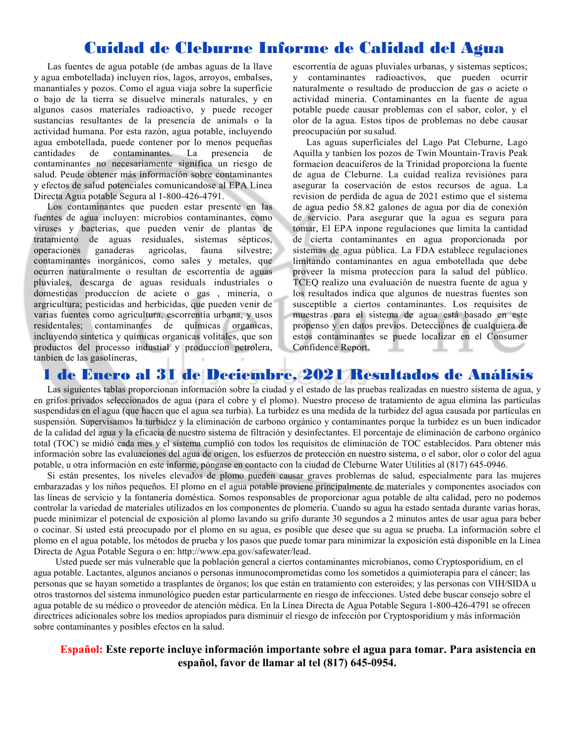# Cuidad de Cleburne Informe de Calidad del Agua

Las fuentes de agua potable (de ambas aguas de la llave y agua embotellada) incluyen ríos, lagos, arroyos, embalses, manantiales y pozos. Como el agua viaja sobre la superficie o bajo de la tierra se disuelve minerals naturales, y en algunos casos materiales radioactivo, y puede recoger sustancias resultantes de la presencia de animals o la actividad humana. Por esta razón, agua potable, incluyendo agua embotellada, puede contener por lo menos pequeñas cantidades de contaminantes. La presencia de contaminantes no necesariamente significa un riesgo de salud. Peude obtener más información sobre contaminantes y efectos de salud potenciales comunicandose al EPA Línea Directa Agua potable Segura al 1-800-426-4791.

Los contaminantes que pueden estar presente en las fuentes de agua incluyen: microbios contaminantes, como viruses y bacterias, que pueden venir de plantas de tratamiento de aguas residuales, sistemas sépticos, operaciones ganaderas agricolas, fauna silvestre; contaminantes inorgánicos, como sales y metales, que ocurren naturalmente o resultan de escorrentía de aguas pluviales, descarga de aguas residuals industriales o domesticas produccíon de aciete o gas , mineria, o argricultura; pesticidas and herbicidas, que pueden venir de varias fuentes como agricultura, escorrentía urbana, y usos residentales; contaminantes de químicas organicas, incluyendo sintetica y químicas organicas volitales, que son productos del processo industrial y produccíon petrolera, tanbien de las gasolineras, escorrentía de aguas pluviales urbanas, y sistemas septicos; y contaminantes radioactivos, que pueden ocurrir naturalmente o resultado de produccíon de gas o aciete o actividad mineria. Contaminantes en la fuente de agua potable puede causar problemas con el sabor, color, y el olor de la agua. Estos tipos de problemas no debe causar preocupaciún por su salud.

Las aguas superficiales del Lago Pat Cleburne, Lago Aquilla y tanbien los pozos de Twin Mountain-Travis Peak formacíon deacuiferos de la Trinidad proporciona la fuente de agua de Cleburne. La cuidad realiza revisiónes para asegurar la coservación de estos recursos de agua. La revision de perdida de agua de 2021 estimo que el sistema de agua pedio 58.82 galones de agua por dia de conexión de servicio. Para asegurar que la agua es segura para tomar, El EPA inpone regulaciones que limita la cantidad de cierta contaminantes en agua proporcionada por sistemas de agua pública. La FDA establece regulaciones limitando contaminantes en agua embotellada que debe proveer la misma proteccion para la salud del público. TCEQ realizo una evaluación de nuestra fuente de agua y los resultados indica que algunos de nuestras fuentes son susceptible a ciertos contaminantes. Los requisites de muestras para el sistema de agua está basado en este propenso y en datos previos. Detecciónes de cualquiera de estos contaminantes se puede localizar en el Consumer Confidence Report.

# 1 de Enero al 31 de Deciembre, 2021 Resultados de Análisis

Las siguientes tablas proporcionan información sobre la ciudad y el estado de las pruebas realizadas en nuestro sistema de agua, y en grifos privados seleccionados de agua (para el cobre y el plomo). Nuestro proceso de tratamiento de agua elimina las partículas suspendidas en el agua (que hacen que el agua sea turbia). La turbidez es una medida de la turbidez del agua causada por partículas en suspensión. Supervisamos la turbidez y la eliminación de carbono orgánico y contaminantes porque la turbidez es un buen indicador de la calidad del agua y la eficacia de nuestro sistema de filtración y desinfectantes. El porcentaje de eliminación de carbono orgánico total (TOC) se midió cada mes y el sistema cumplió con todos los requisitos de eliminación de TOC establecidos. Para obtener más información sobre las evaluaciones del agua de origen, los esfuerzos de protección en nuestro sistema, o el sabor, olor o color del agua potable, u otra información en este informe, póngase en contacto con la ciudad de Cleburne Water Utilities al (817) 645-0946.

Si están presentes, los niveles elevados de plomo pueden causar graves problemas de salud, especialmente para las mujeres embarazadas y los niños pequeños. El plomo en el agua potable proviene principalmente de materiales y componentes asociados con las líneas de servicio y la fontanería doméstica. Somos responsables de proporcionar agua potable de alta calidad, pero no podemos controlar la variedad de materiales utilizados en los componentes de plomería. Cuando su agua ha estado sentada durante varias horas, puede minimizar el potencial de exposición al plomo lavando su grifo durante 30 segundos a 2 minutos antes de usar agua para beber o cocinar. Si usted está preocupado por el plomo en su agua, es posible que desee que su agua se prueba. La información sobre el plomo en el agua potable, los métodos de prueba y los pasos que puede tomar para minimizar la exposición está disponible en la Línea Directa de Agua Potable Segura o en: http://www.epa.gov/safewater/lead.

Usted puede ser más vulnerable que la población general a ciertos contaminantes microbianos, como Cryptosporidium, en el agua potable. Lactantes, algunos ancianos o personas inmunocomprometidas como los sometidos a quimioterapia para el cáncer; las personas que se hayan sometido a trasplantes de órganos; los que están en tratamiento con esteroides; y las personas con VIH/SIDA u otros trastornos del sistema inmunológico pueden estar particularmente en riesgo de infecciones. Usted debe buscar consejo sobre el agua potable de su médico o proveedor de atención médica. En la Línea Directa de Agua Potable Segura 1-800-426-4791 se ofrecen directrices adicionales sobre los medios apropiados para disminuir el riesgo de infección por Cryptosporidium y más información sobre contaminantes y posibles efectos en la salud.

**Español: Este reporte incluye información importante sobre el agua para tomar. Para asistencia en español, favor de llamar al tel (817) 645-0954.**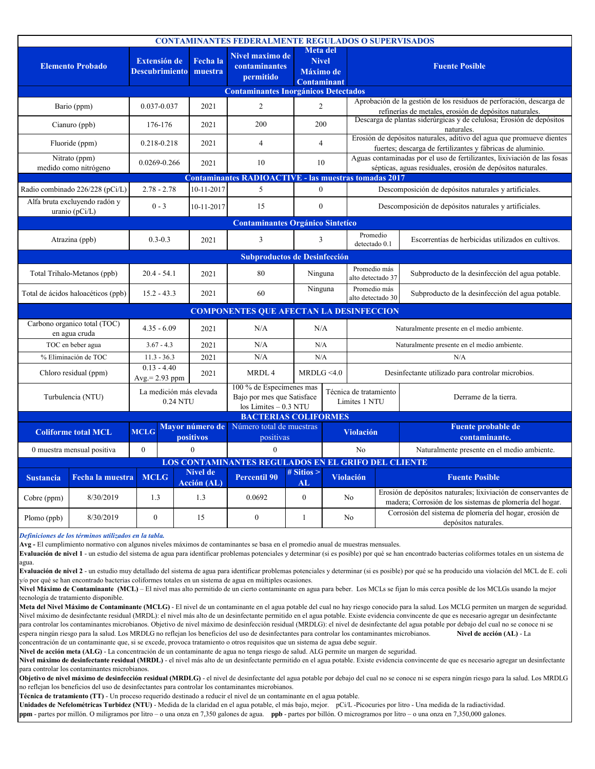## CONTAMINANTES FEDERALMENTE REGULADOS O SUPERVISADOS

| Elemento Probado | Extensión de Descubrimiento | Fecha la muestra | Nivel maximo de contaminantes permitido | Meta del Nivel Máximo de Contaminant | Fuente Posible | |
|---|---|---|---|---|---|---|
| **Contaminantes Inorgánicos Detectados** | | | | | | |
| Bario (ppm) | 0.037-0.037 | 2021 | 2 | 2 | Aprobación de la gestión de los residuos de perforación, descarga de refinerías de metales, erosión de depósitos naturales. | |
| Cianuro (ppb) | 176-176 | 2021 | 200 | 200 | Descarga de plantas siderúrgicas y de celulosa; Erosión de depósitos naturales. | |
| Fluoride (ppm) | 0.218-0.218 | 2021 | 4 | 4 | Erosión de depósitos naturales, aditivo del agua que promueve dientes fuertes; descarga de fertilizantes y fábricas de aluminio. | |
| Nitrato (ppm) medido como nitrógeno | 0.0269-0.266 | 2021 | 10 | 10 | Aguas contaminadas por el uso de fertilizantes, lixiviación de las fosas sépticas, aguas residuales, erosión de depósitos naturales. | |
| **Contaminantes RADIOACTIVE - las muestras tomadas 2017** | | | | | | |
| Radio combinado 226/228 (pCi/L) | 2.78 - 2.78 | 10-11-2017 | 5 | 0 | Descomposición de depósitos naturales y artificiales. | |
| Alfa bruta excluyendo radón y uranio (pCi/L) | 0 - 3 | 10-11-2017 | 15 | 0 | Descomposición de depósitos naturales y artificiales. | |
| **Contaminantes Orgánico Sintetíco** | | | | | | |
| Atrazina (ppb) | 0.3-0.3 | 2021 | 3 | 3 | Promedio detectado 0.1 | Escorrentías de herbicidas utilizados en cultivos. |
| **Subproductos de Desinfección** | | | | | | |
| Total Trihalo-Metanos (ppb) | 20.4 - 54.1 | 2021 | 80 | Ninguna | Promedio más alto detectado 37 | Subproducto de la desinfección del agua potable. |
| Total de ácidos haloacéticos (ppb) | 15.2 - 43.3 | 2021 | 60 | Ninguna | Promedio más alto detectado 30 | Subproducto de la desinfección del agua potable. |
| **COMPONENTES QUE AFECTAN LA DESINFECCION** | | | | | | |
| Carbono organico total (TOC) en agua cruda | 4.35 - 6.09 | 2021 | N/A | N/A | Naturalmente presente en el medio ambiente. | |
| TOC en beber agua | 3.67 - 4.3 | 2021 | N/A | N/A | Naturalmente presente en el medio ambiente. | |
| % Eliminación de TOC | 11.3 - 36.3 | 2021 | N/A | N/A | N/A | |
| Chloro residual (ppm) | 0.13 - 4.40 Avg.= 2.93 ppm | 2021 | MRDL 4 | MRDLG <4.0 | Desinfectante utilizado para controlar microbios. | |
| Turbulencia (NTU) | La medición más elevada 0.24 NTU | | 100 % de Especímenes mas Bajo por mes que Satisface los Limites – 0.3 NTU | Técnica de tratamiento Limites 1 NTU | | Derrame de la tierra. |

## BACTERIAS COLIFORMES

| Coliforme total MCL | MCLG | Mayor número de positivos | Número total de muestras positivas | Violación | Fuente probable de contaminante. |
|---|---|---|---|---|---|
| 0 muestra mensual positiva | 0 | 0 | 0 | No | Naturalmente presente en el medio ambiente. |

## LOS CONTAMINANTES REGULADOS EN EL GRIFO DEL CLIENTE

| Sustancia | Fecha la muestra | MCLG | Nivel de Acción (AL) | Percentil 90 | # Sitios > AL | Violación | Fuente Posible |
|---|---|---|---|---|---|---|---|
| Cobre (ppm) | 8/30/2019 | 1.3 | 1.3 | 0.0692 | 0 | No | Erosión de depósitos naturales; lixiviación de conservantes de madera; Corrosión de los sistemas de plomería del hogar. |
| Plomo (ppb) | 8/30/2019 | 0 | 15 | 0 | 1 | No | Corrosión del sistema de plomería del hogar, erosión de depósitos naturales. |

***Definiciones de los términos utilizados en la tabla.***

**Avg -** El cumplimiento normativo con algunos niveles máximos de contaminantes se basa en el promedio anual de muestras mensuales.

**Evaluación de nivel 1** - un estudio del sistema de agua para identificar problemas potenciales y determinar (si es posible) por qué se han encontrado bacterias coliformes totales en un sistema de agua.

**Evaluación de nivel 2** - un estudio muy detallado del sistema de agua para identificar problemas potenciales y determinar (si es posible) por qué se ha producido una violación del MCL de E. coli y/o por qué se han encontrado bacterias coliformes totales en un sistema de agua en múltiples ocasiones.

**Nivel Máximo de Contaminante (MCL)** – El nivel mas alto permitido de un cierto contaminante en agua para beber. Los MCLs se fijan lo más cerca posible de los MCLGs usando la mejor tecnología de tratamiento disponible.

**Meta del Nivel Máximo de Contaminante (MCLG)** - El nivel de un contaminante en el agua potable del cual no hay riesgo conocido para la salud. Los MCLG permiten un margen de seguridad. Nivel máximo de desinfectante residual (MRDL): el nivel más alto de un desinfectante permitido en el agua potable. Existe evidencia convincente de que es necesario agregar un desinfectante para controlar los contaminantes microbianos. Objetivo de nivel máximo de desinfección residual (MRDLG): el nivel de desinfectante del agua potable por debajo del cual no se conoce ni se espera ningún riesgo para la salud. Los MRDLG no reflejan los beneficios del uso de desinfectantes para controlar los contaminantes microbianos. **Nivel de acción (AL)** - La concentración de un contaminante que, si se excede, provoca tratamiento u otros requisitos que un sistema de agua debe seguir.

**Nivel de acción meta (ALG)** - La concentración de un contaminante de agua no tenga riesgo de salud. ALG permite un margen de seguridad.

**Nivel máximo de desinfectante residual (MRDL)** - el nivel más alto de un desinfectante permitido en el agua potable. Existe evidencia convincente de que es necesario agregar un desinfectante para controlar los contaminantes microbianos.

**Objetivo de nivel máximo de desinfección residual (MRDLG)** - el nivel de desinfectante del agua potable por debajo del cual no se conoce ni se espera ningún riesgo para la salud. Los MRDLG no reflejan los beneficios del uso de desinfectantes para controlar los contaminantes microbianos.

**Técnica de tratamiento (TT)** - Un proceso requerido destinado a reducir el nivel de un contaminante en el agua potable.

**Unidades de Nefelométricas Turbidez (NTU)** - Medida de la claridad en el agua potable, el más bajo, mejor. pCi/L -Picocuries por litro - Una medida de la radiactividad.

**ppm** - partes por millón. O miligramos por litro – o una onza en 7,350 galones de agua. **ppb** - partes por billón. O microgramos por litro – o una onza en 7,350,000 galones.